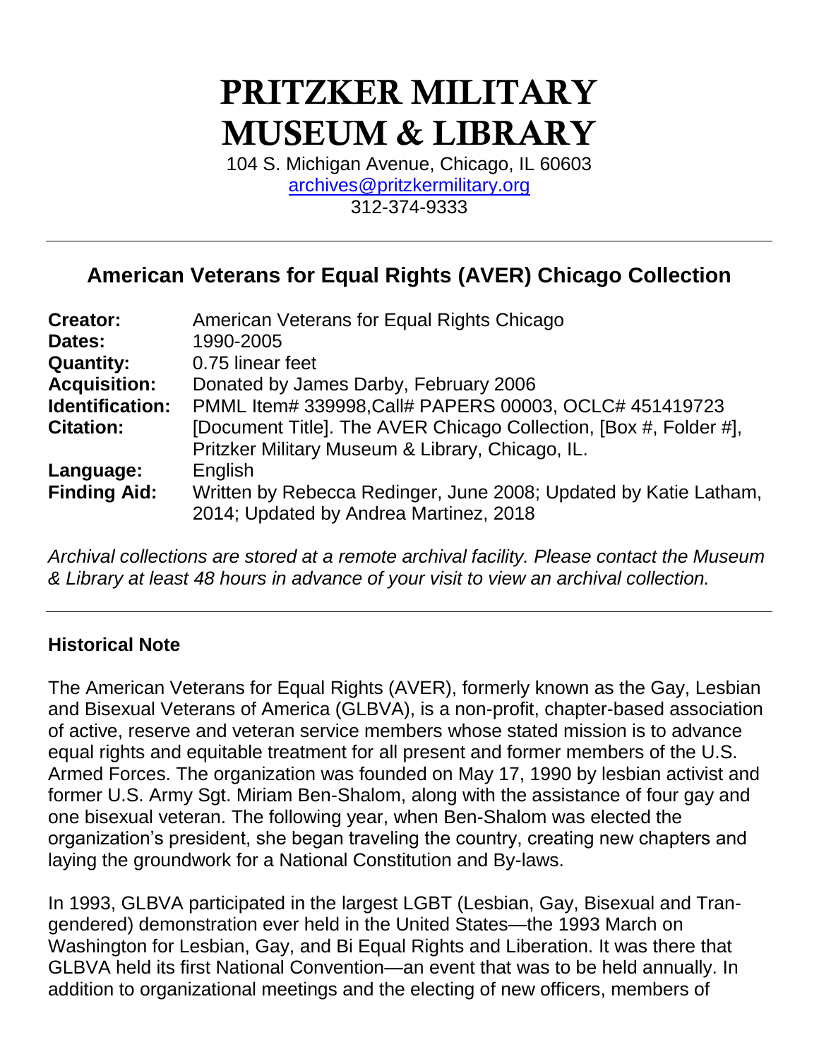# PRITZKER MILITARY MUSEUM & LIBRARY

104 S. Michigan Avenue, Chicago, IL 60603
archives@pritzkermilitary.org
312-374-9333

---

## American Veterans for Equal Rights (AVER) Chicago Collection

| | |
|---|---|
| **Creator:** | American Veterans for Equal Rights Chicago |
| **Dates:** | 1990-2005 |
| **Quantity:** | 0.75 linear feet |
| **Acquisition:** | Donated by James Darby, February 2006 |
| **Identification:** | PMML Item# 339998,Call# PAPERS 00003, OCLC# 451419723 |
| **Citation:** | [Document Title]. The AVER Chicago Collection, [Box #, Folder #], Pritzker Military Museum & Library, Chicago, IL. |
| **Language:** | English |
| **Finding Aid:** | Written by Rebecca Redinger, June 2008; Updated by Katie Latham, 2014; Updated by Andrea Martinez, 2018 |

*Archival collections are stored at a remote archival facility. Please contact the Museum & Library at least 48 hours in advance of your visit to view an archival collection.*

---

### Historical Note

The American Veterans for Equal Rights (AVER), formerly known as the Gay, Lesbian and Bisexual Veterans of America (GLBVA), is a non-profit, chapter-based association of active, reserve and veteran service members whose stated mission is to advance equal rights and equitable treatment for all present and former members of the U.S. Armed Forces. The organization was founded on May 17, 1990 by lesbian activist and former U.S. Army Sgt. Miriam Ben-Shalom, along with the assistance of four gay and one bisexual veteran. The following year, when Ben-Shalom was elected the organization's president, she began traveling the country, creating new chapters and laying the groundwork for a National Constitution and By-laws.

In 1993, GLBVA participated in the largest LGBT (Lesbian, Gay, Bisexual and Tran-gendered) demonstration ever held in the United States—the 1993 March on Washington for Lesbian, Gay, and Bi Equal Rights and Liberation. It was there that GLBVA held its first National Convention—an event that was to be held annually. In addition to organizational meetings and the electing of new officers, members of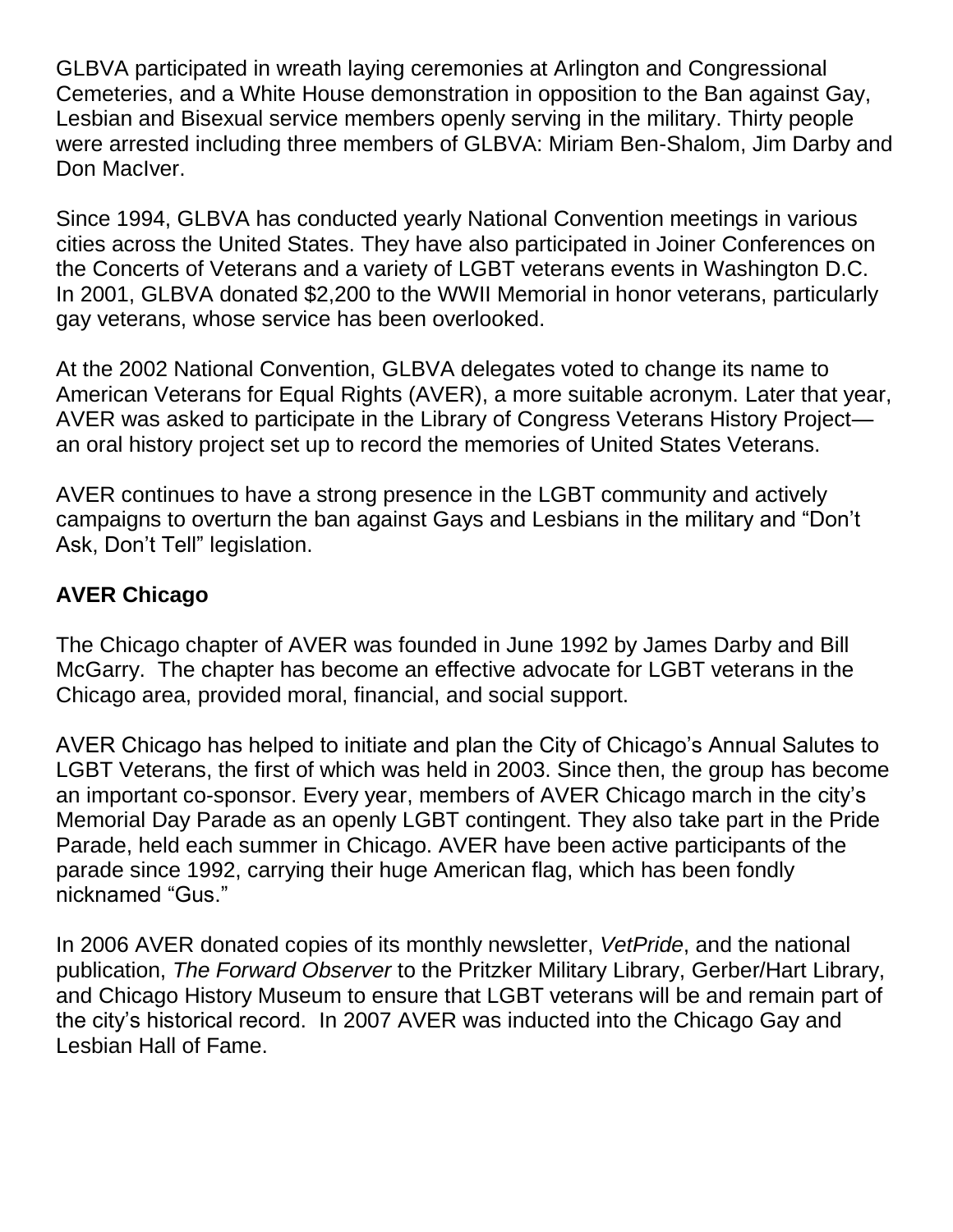GLBVA participated in wreath laying ceremonies at Arlington and Congressional Cemeteries, and a White House demonstration in opposition to the Ban against Gay, Lesbian and Bisexual service members openly serving in the military. Thirty people were arrested including three members of GLBVA: Miriam Ben-Shalom, Jim Darby and Don MacIver.

Since 1994, GLBVA has conducted yearly National Convention meetings in various cities across the United States. They have also participated in Joiner Conferences on the Concerts of Veterans and a variety of LGBT veterans events in Washington D.C. In 2001, GLBVA donated $2,200 to the WWII Memorial in honor veterans, particularly gay veterans, whose service has been overlooked.

At the 2002 National Convention, GLBVA delegates voted to change its name to American Veterans for Equal Rights (AVER), a more suitable acronym. Later that year, AVER was asked to participate in the Library of Congress Veterans History Project—an oral history project set up to record the memories of United States Veterans.

AVER continues to have a strong presence in the LGBT community and actively campaigns to overturn the ban against Gays and Lesbians in the military and "Don't Ask, Don't Tell" legislation.

**AVER Chicago**

The Chicago chapter of AVER was founded in June 1992 by James Darby and Bill McGarry. The chapter has become an effective advocate for LGBT veterans in the Chicago area, provided moral, financial, and social support.

AVER Chicago has helped to initiate and plan the City of Chicago's Annual Salutes to LGBT Veterans, the first of which was held in 2003. Since then, the group has become an important co-sponsor. Every year, members of AVER Chicago march in the city's Memorial Day Parade as an openly LGBT contingent. They also take part in the Pride Parade, held each summer in Chicago. AVER have been active participants of the parade since 1992, carrying their huge American flag, which has been fondly nicknamed "Gus."

In 2006 AVER donated copies of its monthly newsletter, *VetPride*, and the national publication, *The Forward Observer* to the Pritzker Military Library, Gerber/Hart Library, and Chicago History Museum to ensure that LGBT veterans will be and remain part of the city's historical record. In 2007 AVER was inducted into the Chicago Gay and Lesbian Hall of Fame.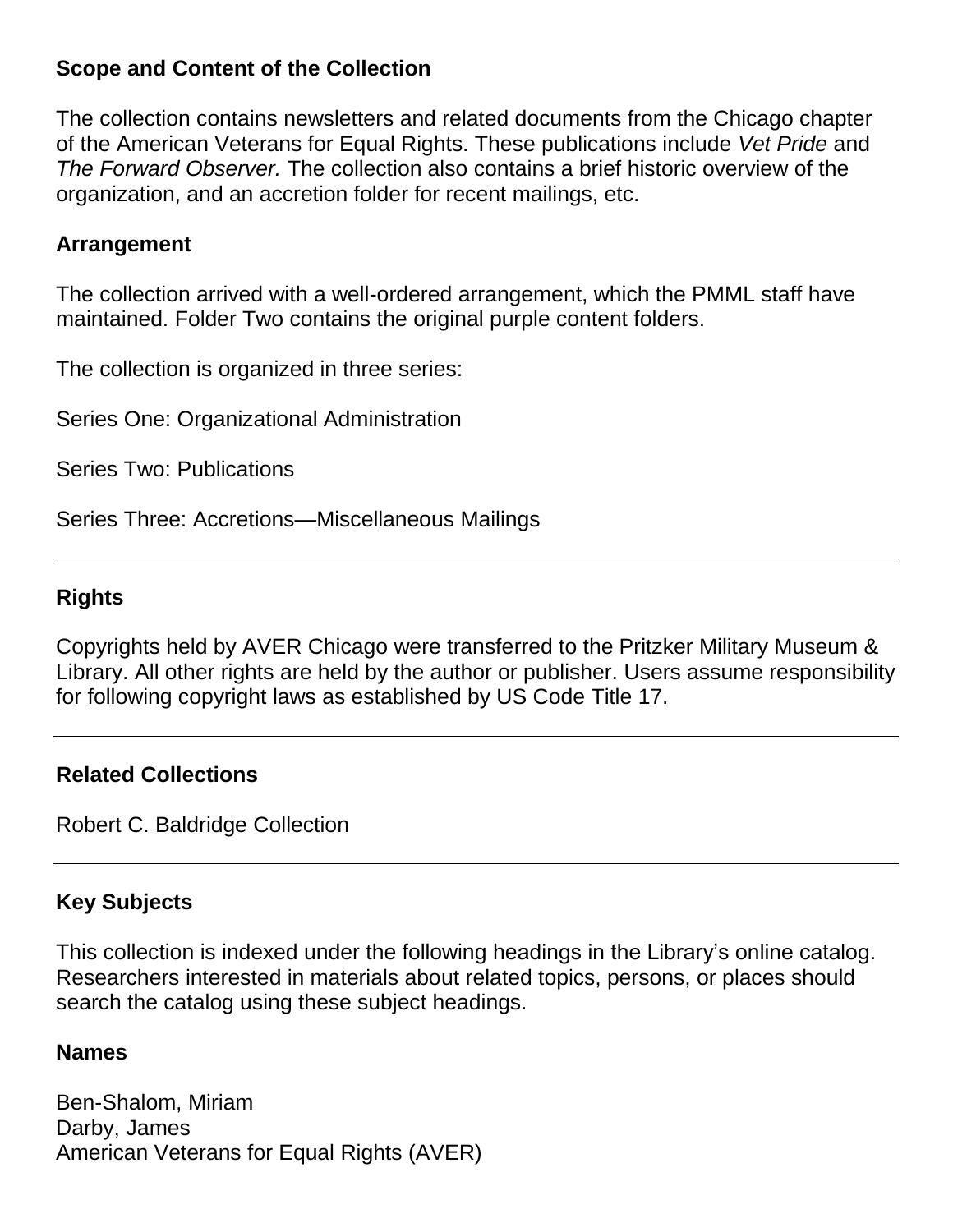## Scope and Content of the Collection

The collection contains newsletters and related documents from the Chicago chapter of the American Veterans for Equal Rights. These publications include *Vet Pride* and *The Forward Observer.* The collection also contains a brief historic overview of the organization, and an accretion folder for recent mailings, etc.

## Arrangement

The collection arrived with a well-ordered arrangement, which the PMML staff have maintained. Folder Two contains the original purple content folders.

The collection is organized in three series:

Series One: Organizational Administration

Series Two: Publications

Series Three: Accretions—Miscellaneous Mailings

---

## Rights

Copyrights held by AVER Chicago were transferred to the Pritzker Military Museum & Library. All other rights are held by the author or publisher. Users assume responsibility for following copyright laws as established by US Code Title 17.

---

## Related Collections

Robert C. Baldridge Collection

---

## Key Subjects

This collection is indexed under the following headings in the Library's online catalog. Researchers interested in materials about related topics, persons, or places should search the catalog using these subject headings.

### Names

Ben-Shalom, Miriam
Darby, James
American Veterans for Equal Rights (AVER)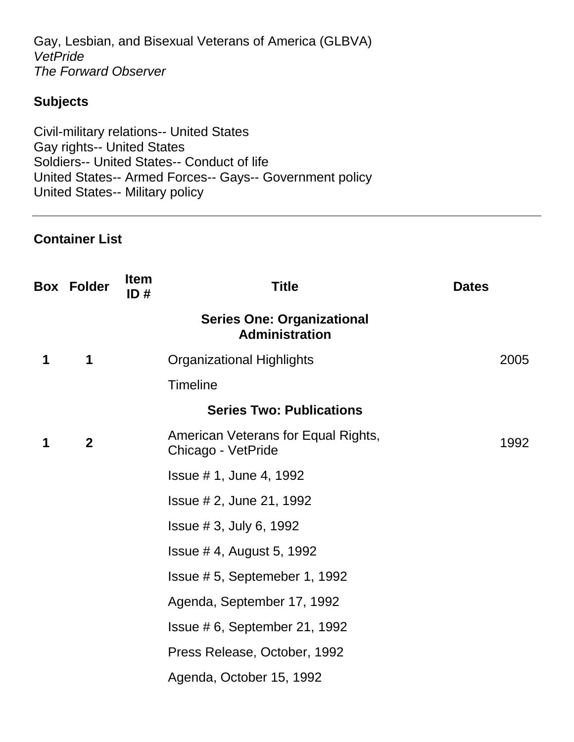Gay, Lesbian, and Bisexual Veterans of America (GLBVA)
*VetPride*
*The Forward Observer*

**Subjects**

Civil-military relations-- United States
Gay rights-- United States
Soldiers-- United States-- Conduct of life
United States-- Armed Forces-- Gays-- Government policy
United States-- Military policy

---

**Container List**

| Box | Folder | Item ID # | Title | Dates |
|---|---|---|---|---|
| | | | **Series One: Organizational Administration** | |
| **1** | **1** | | Organizational Highlights | 2005 |
| | | | Timeline | |
| | | | **Series Two: Publications** | |
| **1** | **2** | | American Veterans for Equal Rights, Chicago - VetPride | 1992 |
| | | | Issue # 1, June 4, 1992 | |
| | | | Issue # 2, June 21, 1992 | |
| | | | Issue # 3, July 6, 1992 | |
| | | | Issue # 4, August 5, 1992 | |
| | | | Issue # 5, Septemeber 1, 1992 | |
| | | | Agenda, September 17, 1992 | |
| | | | Issue # 6, September 21, 1992 | |
| | | | Press Release, October, 1992 | |
| | | | Agenda, October 15, 1992 | |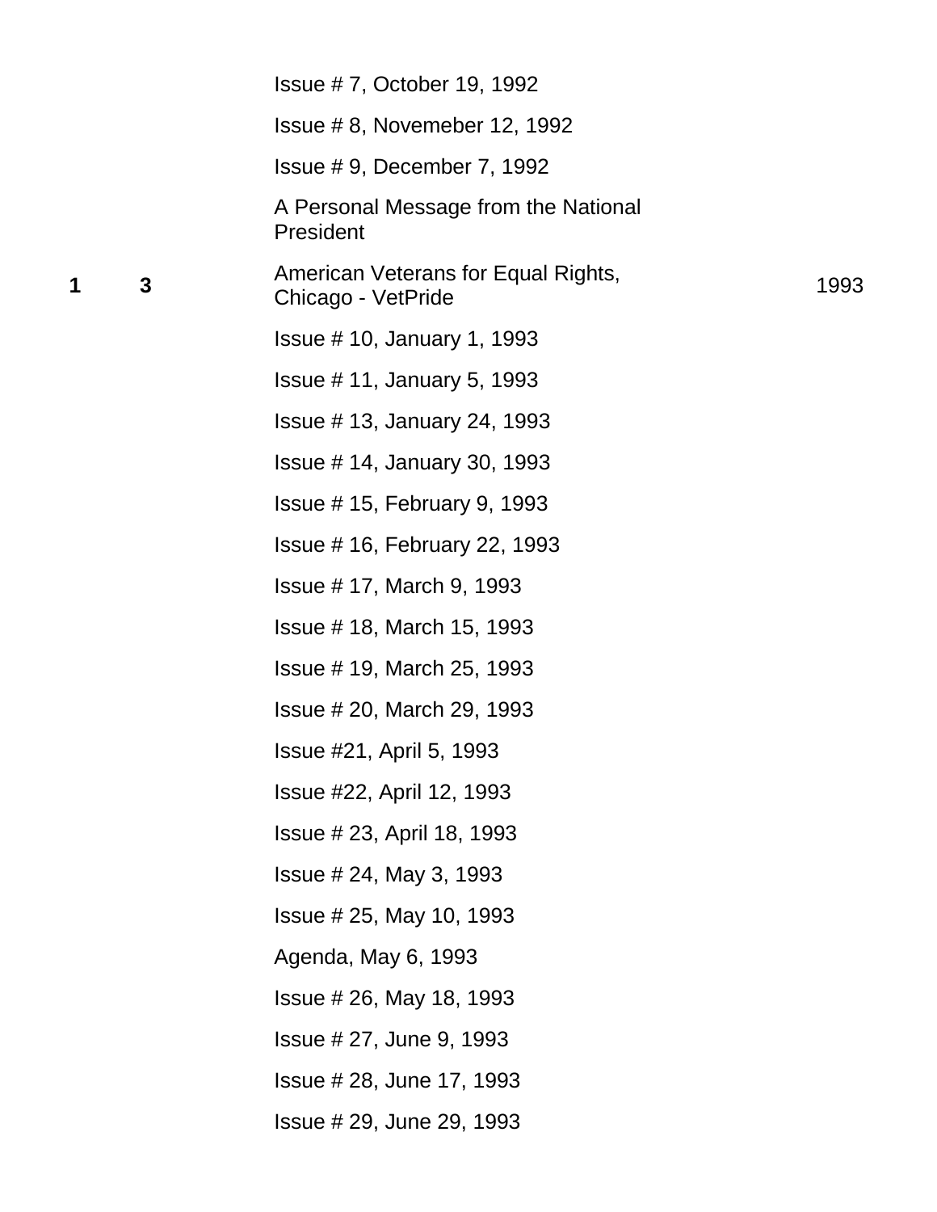| Box | Folder | Description | Date |
|---|---|---|---|
| | | Issue # 7, October 19, 1992 | |
| | | Issue # 8, Novemeber 12, 1992 | |
| | | Issue # 9, December 7, 1992 | |
| | | A Personal Message from the National President | |
| **1** | **3** | American Veterans for Equal Rights, Chicago - VetPride | 1993 |
| | | Issue # 10, January 1, 1993 | |
| | | Issue # 11, January 5, 1993 | |
| | | Issue # 13, January 24, 1993 | |
| | | Issue # 14, January 30, 1993 | |
| | | Issue # 15, February 9, 1993 | |
| | | Issue # 16, February 22, 1993 | |
| | | Issue # 17, March 9, 1993 | |
| | | Issue # 18, March 15, 1993 | |
| | | Issue # 19, March 25, 1993 | |
| | | Issue # 20, March 29, 1993 | |
| | | Issue #21, April 5, 1993 | |
| | | Issue #22, April 12, 1993 | |
| | | Issue # 23, April 18, 1993 | |
| | | Issue # 24, May 3, 1993 | |
| | | Issue # 25, May 10, 1993 | |
| | | Agenda, May 6, 1993 | |
| | | Issue # 26, May 18, 1993 | |
| | | Issue # 27, June 9, 1993 | |
| | | Issue # 28, June 17, 1993 | |
| | | Issue # 29, June 29, 1993 | |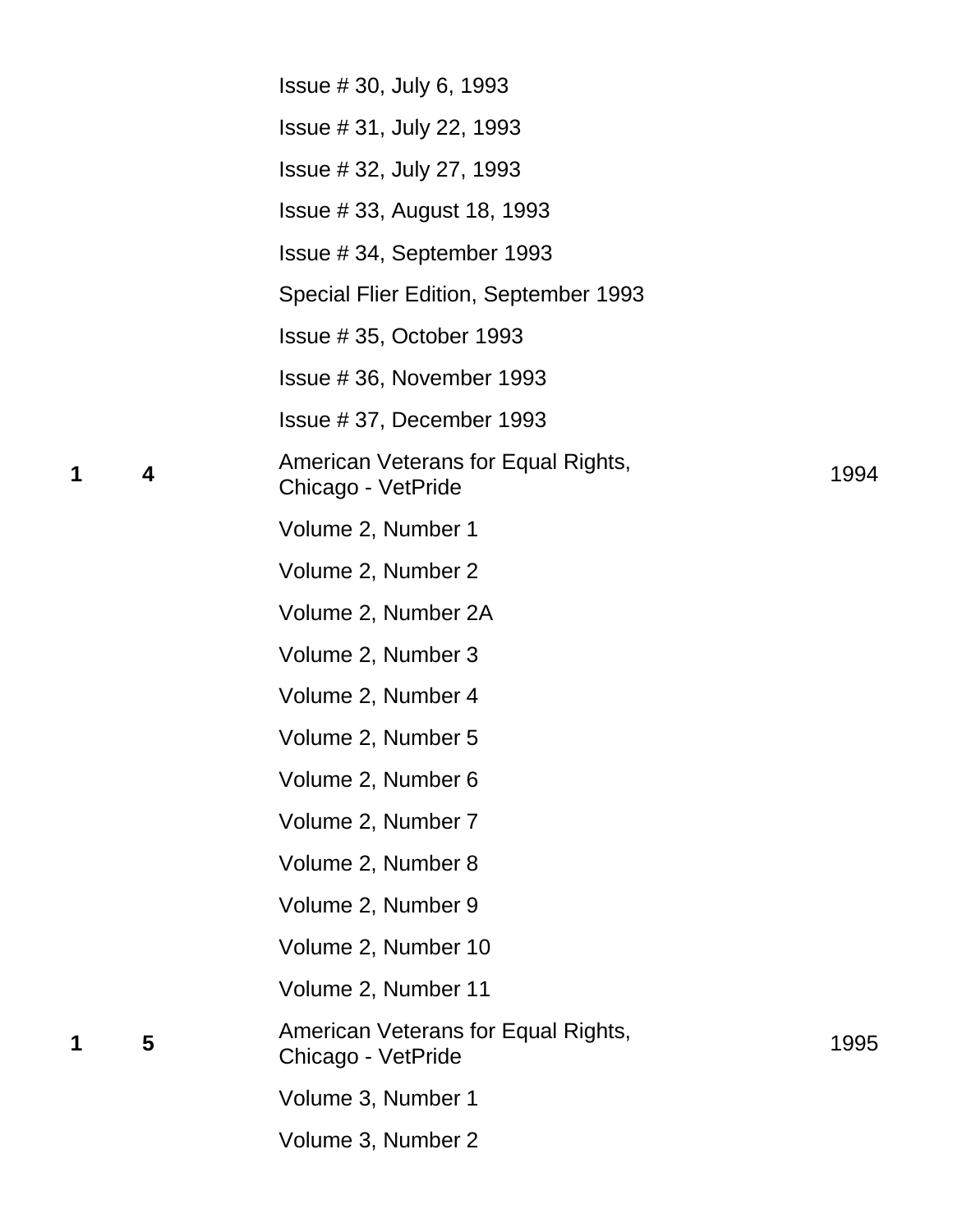| | | | |
|---|---|---|---|
| | | Issue # 30, July 6, 1993 | |
| | | Issue # 31, July 22, 1993 | |
| | | Issue # 32, July 27, 1993 | |
| | | Issue # 33, August 18, 1993 | |
| | | Issue # 34, September 1993 | |
| | | Special Flier Edition, September 1993 | |
| | | Issue # 35, October 1993 | |
| | | Issue # 36, November 1993 | |
| | | Issue # 37, December 1993 | |
| **1** | **4** | American Veterans for Equal Rights, Chicago - VetPride | 1994 |
| | | Volume 2, Number 1 | |
| | | Volume 2, Number 2 | |
| | | Volume 2, Number 2A | |
| | | Volume 2, Number 3 | |
| | | Volume 2, Number 4 | |
| | | Volume 2, Number 5 | |
| | | Volume 2, Number 6 | |
| | | Volume 2, Number 7 | |
| | | Volume 2, Number 8 | |
| | | Volume 2, Number 9 | |
| | | Volume 2, Number 10 | |
| | | Volume 2, Number 11 | |
| **1** | **5** | American Veterans for Equal Rights, Chicago - VetPride | 1995 |
| | | Volume 3, Number 1 | |
| | | Volume 3, Number 2 | |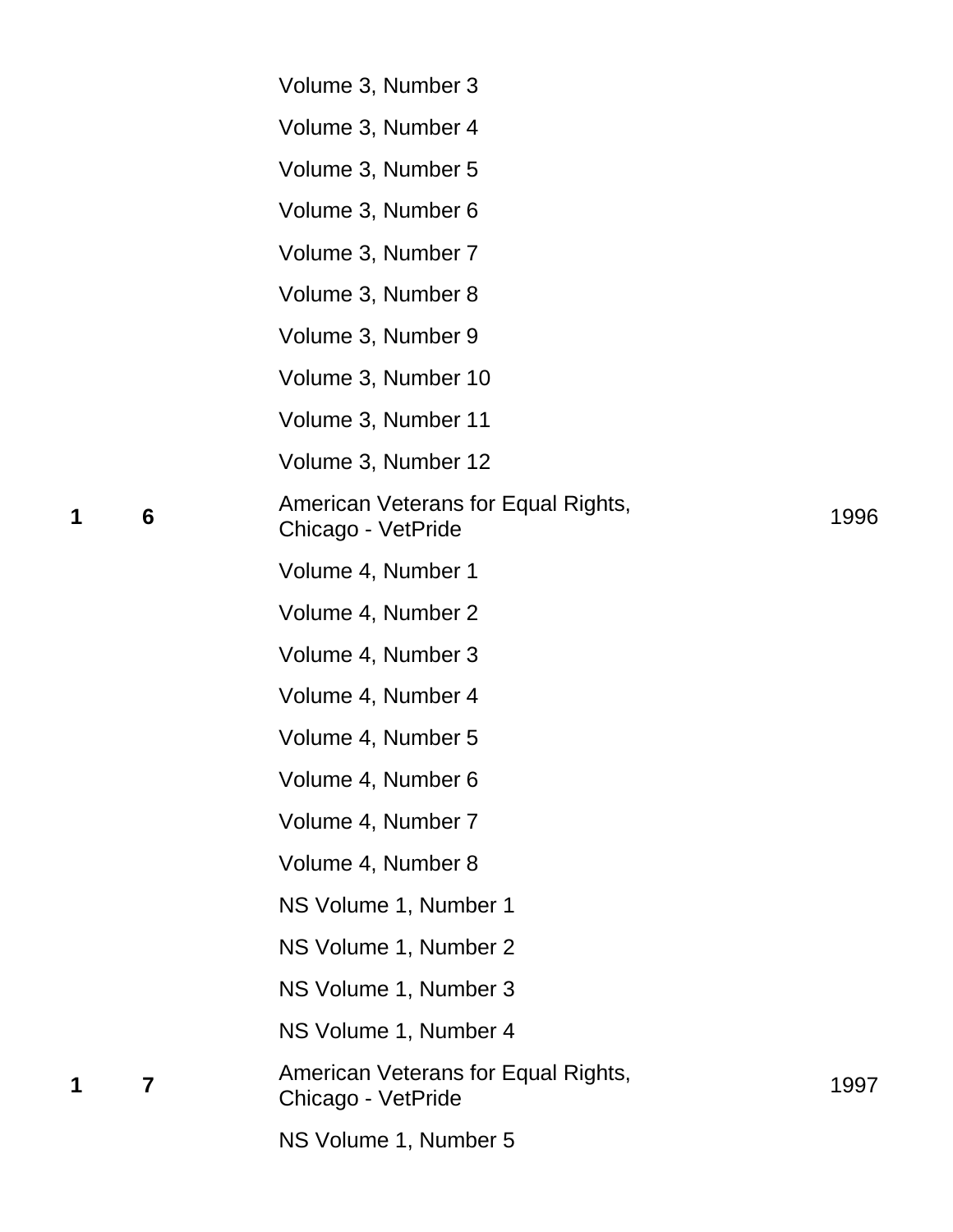| | | | |
|---|---|---|---|
| | | Volume 3, Number 3 | |
| | | Volume 3, Number 4 | |
| | | Volume 3, Number 5 | |
| | | Volume 3, Number 6 | |
| | | Volume 3, Number 7 | |
| | | Volume 3, Number 8 | |
| | | Volume 3, Number 9 | |
| | | Volume 3, Number 10 | |
| | | Volume 3, Number 11 | |
| | | Volume 3, Number 12 | |
| **1** | **6** | American Veterans for Equal Rights, Chicago - VetPride | 1996 |
| | | Volume 4, Number 1 | |
| | | Volume 4, Number 2 | |
| | | Volume 4, Number 3 | |
| | | Volume 4, Number 4 | |
| | | Volume 4, Number 5 | |
| | | Volume 4, Number 6 | |
| | | Volume 4, Number 7 | |
| | | Volume 4, Number 8 | |
| | | NS Volume 1, Number 1 | |
| | | NS Volume 1, Number 2 | |
| | | NS Volume 1, Number 3 | |
| | | NS Volume 1, Number 4 | |
| **1** | **7** | American Veterans for Equal Rights, Chicago - VetPride | 1997 |
| | | NS Volume 1, Number 5 | |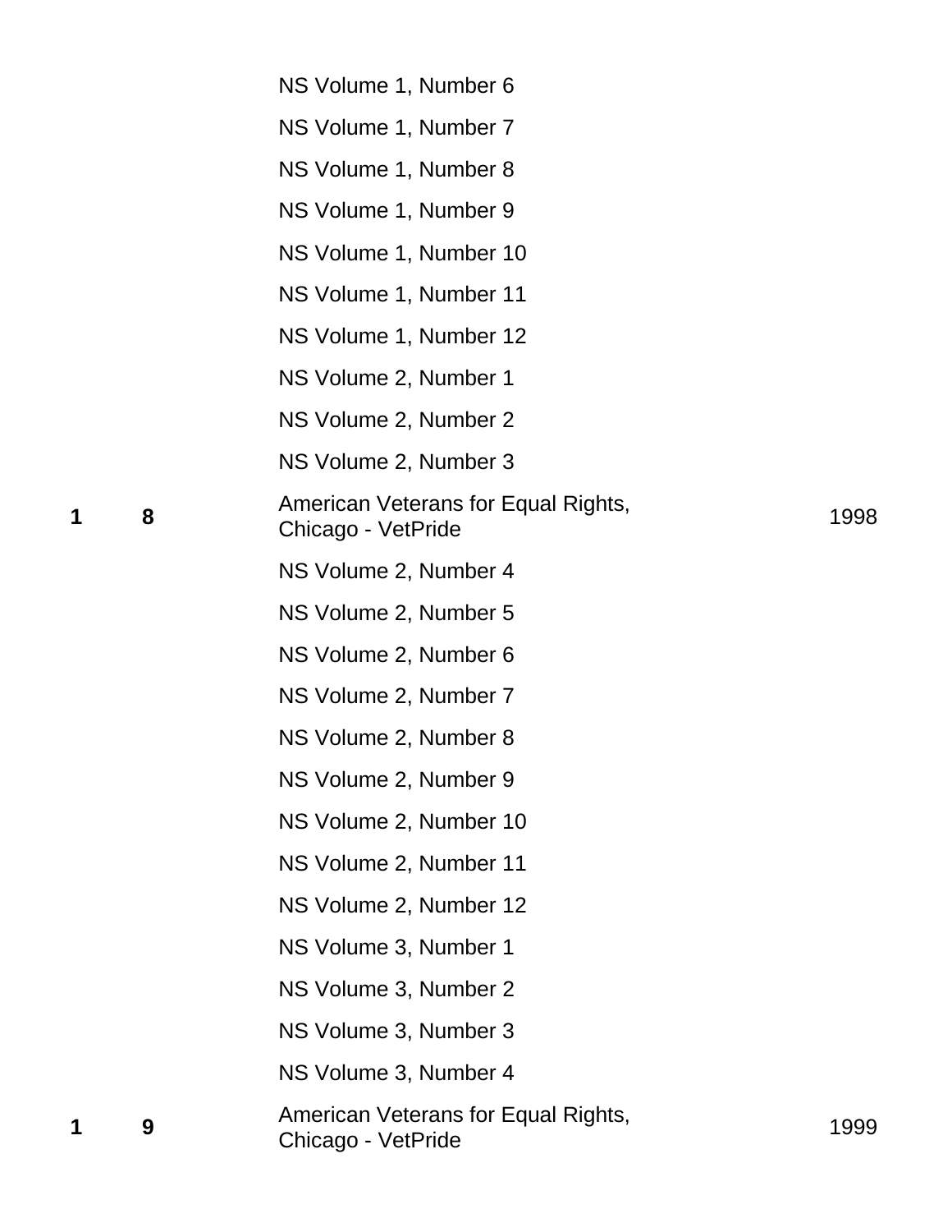| | | | |
|---|---|---|---|
| | | NS Volume 1, Number 6 | |
| | | NS Volume 1, Number 7 | |
| | | NS Volume 1, Number 8 | |
| | | NS Volume 1, Number 9 | |
| | | NS Volume 1, Number 10 | |
| | | NS Volume 1, Number 11 | |
| | | NS Volume 1, Number 12 | |
| | | NS Volume 2, Number 1 | |
| | | NS Volume 2, Number 2 | |
| | | NS Volume 2, Number 3 | |
| **1** | **8** | American Veterans for Equal Rights, Chicago - VetPride | 1998 |
| | | NS Volume 2, Number 4 | |
| | | NS Volume 2, Number 5 | |
| | | NS Volume 2, Number 6 | |
| | | NS Volume 2, Number 7 | |
| | | NS Volume 2, Number 8 | |
| | | NS Volume 2, Number 9 | |
| | | NS Volume 2, Number 10 | |
| | | NS Volume 2, Number 11 | |
| | | NS Volume 2, Number 12 | |
| | | NS Volume 3, Number 1 | |
| | | NS Volume 3, Number 2 | |
| | | NS Volume 3, Number 3 | |
| | | NS Volume 3, Number 4 | |
| **1** | **9** | American Veterans for Equal Rights, Chicago - VetPride | 1999 |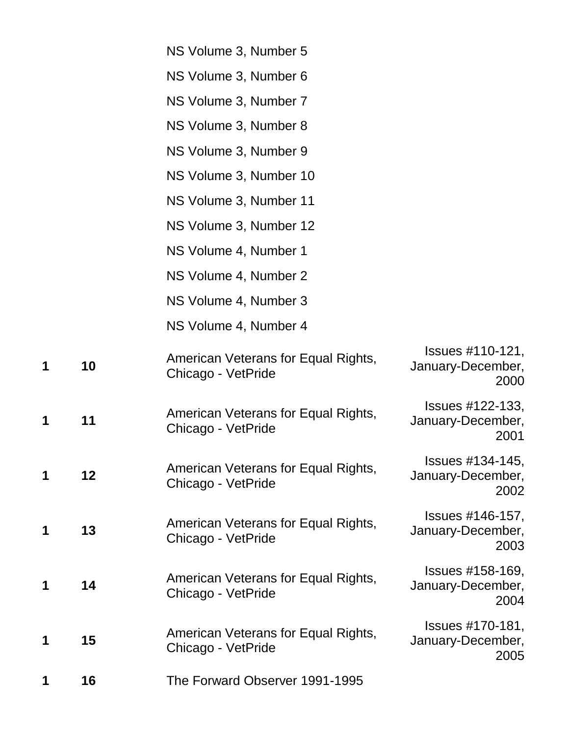| | | | |
|---|---|---|---|
| | | NS Volume 3, Number 5 | |
| | | NS Volume 3, Number 6 | |
| | | NS Volume 3, Number 7 | |
| | | NS Volume 3, Number 8 | |
| | | NS Volume 3, Number 9 | |
| | | NS Volume 3, Number 10 | |
| | | NS Volume 3, Number 11 | |
| | | NS Volume 3, Number 12 | |
| | | NS Volume 4, Number 1 | |
| | | NS Volume 4, Number 2 | |
| | | NS Volume 4, Number 3 | |
| | | NS Volume 4, Number 4 | |
| **1** | **10** | American Veterans for Equal Rights, Chicago - VetPride | Issues #110-121, January-December, 2000 |
| **1** | **11** | American Veterans for Equal Rights, Chicago - VetPride | Issues #122-133, January-December, 2001 |
| **1** | **12** | American Veterans for Equal Rights, Chicago - VetPride | Issues #134-145, January-December, 2002 |
| **1** | **13** | American Veterans for Equal Rights, Chicago - VetPride | Issues #146-157, January-December, 2003 |
| **1** | **14** | American Veterans for Equal Rights, Chicago - VetPride | Issues #158-169, January-December, 2004 |
| **1** | **15** | American Veterans for Equal Rights, Chicago - VetPride | Issues #170-181, January-December, 2005 |
| **1** | **16** | The Forward Observer 1991-1995 | |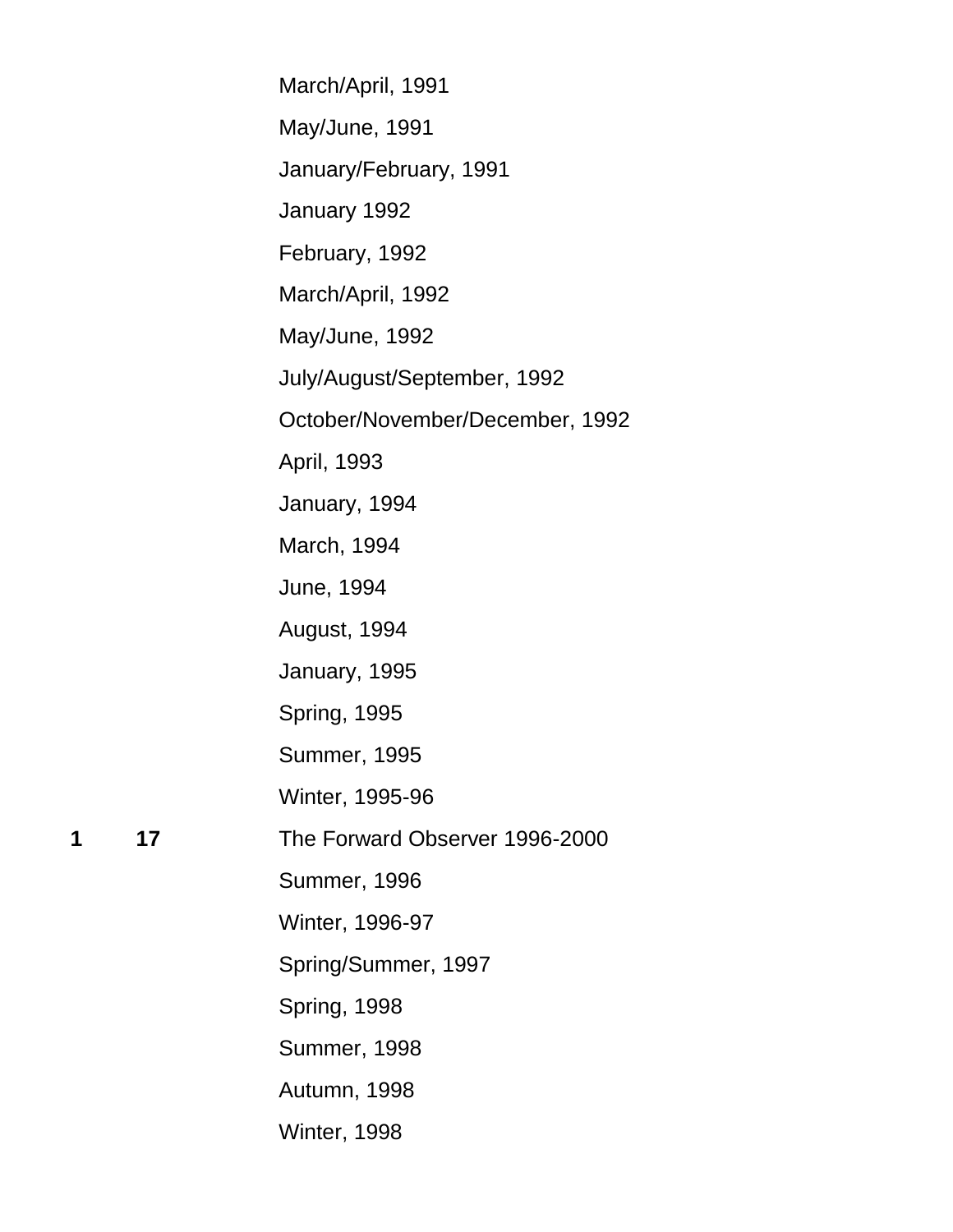| Box | Folder | Description |
|---|---|---|
| | | March/April, 1991 |
| | | May/June, 1991 |
| | | January/February, 1991 |
| | | January 1992 |
| | | February, 1992 |
| | | March/April, 1992 |
| | | May/June, 1992 |
| | | July/August/September, 1992 |
| | | October/November/December, 1992 |
| | | April, 1993 |
| | | January, 1994 |
| | | March, 1994 |
| | | June, 1994 |
| | | August, 1994 |
| | | January, 1995 |
| | | Spring, 1995 |
| | | Summer, 1995 |
| | | Winter, 1995-96 |
| **1** | **17** | The Forward Observer 1996-2000 |
| | | Summer, 1996 |
| | | Winter, 1996-97 |
| | | Spring/Summer, 1997 |
| | | Spring, 1998 |
| | | Summer, 1998 |
| | | Autumn, 1998 |
| | | Winter, 1998 |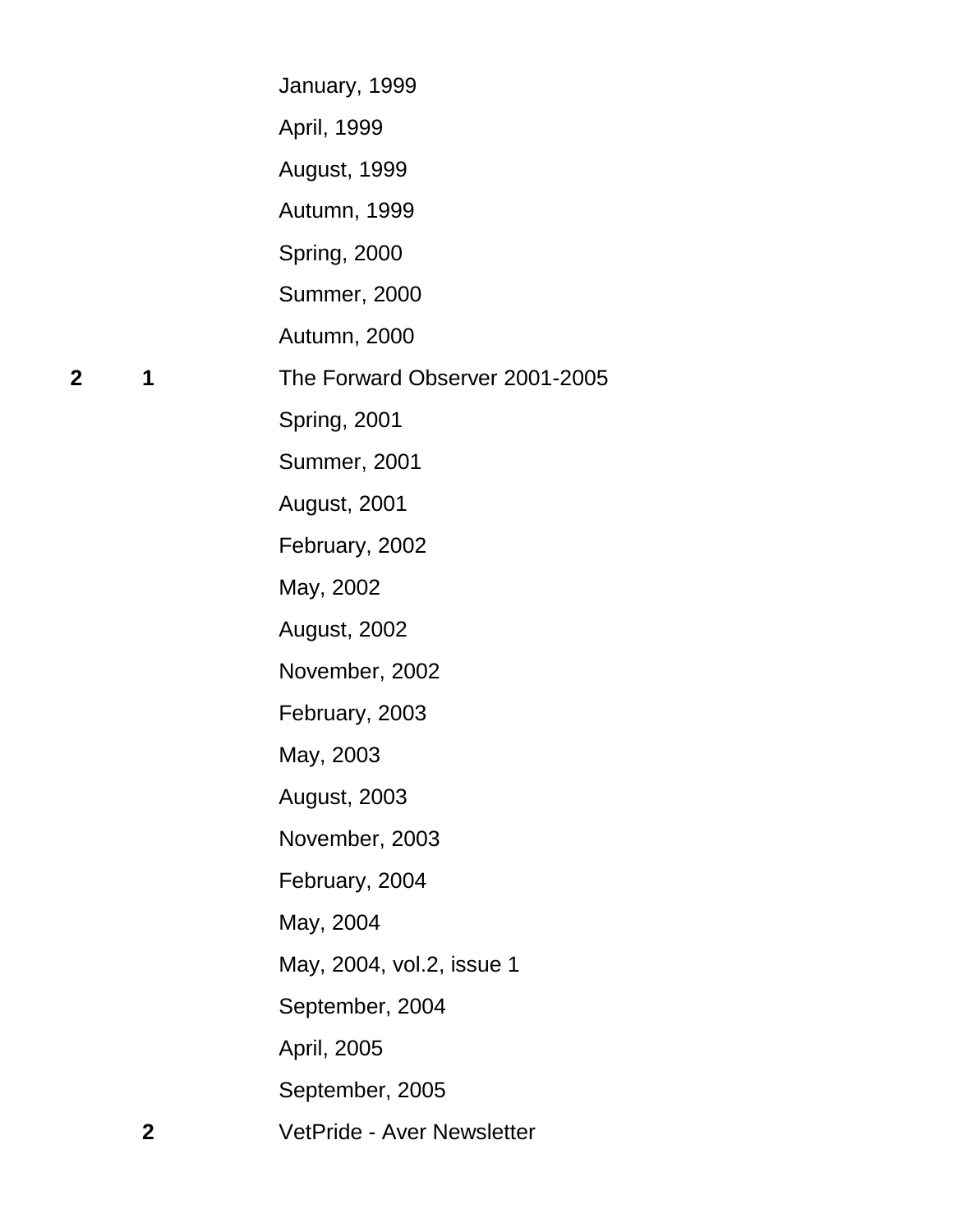| Box | Folder | Description |
|---|---|---|
| | | January, 1999 |
| | | April, 1999 |
| | | August, 1999 |
| | | Autumn, 1999 |
| | | Spring, 2000 |
| | | Summer, 2000 |
| | | Autumn, 2000 |
| **2** | **1** | The Forward Observer 2001-2005 |
| | | Spring, 2001 |
| | | Summer, 2001 |
| | | August, 2001 |
| | | February, 2002 |
| | | May, 2002 |
| | | August, 2002 |
| | | November, 2002 |
| | | February, 2003 |
| | | May, 2003 |
| | | August, 2003 |
| | | November, 2003 |
| | | February, 2004 |
| | | May, 2004 |
| | | May, 2004, vol.2, issue 1 |
| | | September, 2004 |
| | | April, 2005 |
| | | September, 2005 |
| | **2** | VetPride - Aver Newsletter |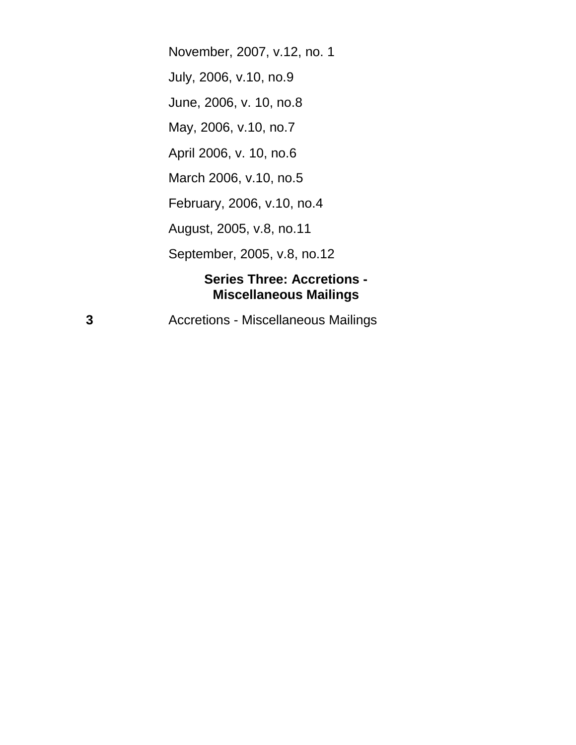November, 2007, v.12, no. 1

July, 2006, v.10, no.9

June, 2006, v. 10, no.8

May, 2006, v.10, no.7

April 2006, v. 10, no.6

March 2006, v.10, no.5

February, 2006, v.10, no.4

August, 2005, v.8, no.11

September, 2005, v.8, no.12

**Series Three: Accretions - Miscellaneous Mailings**

**3** Accretions - Miscellaneous Mailings